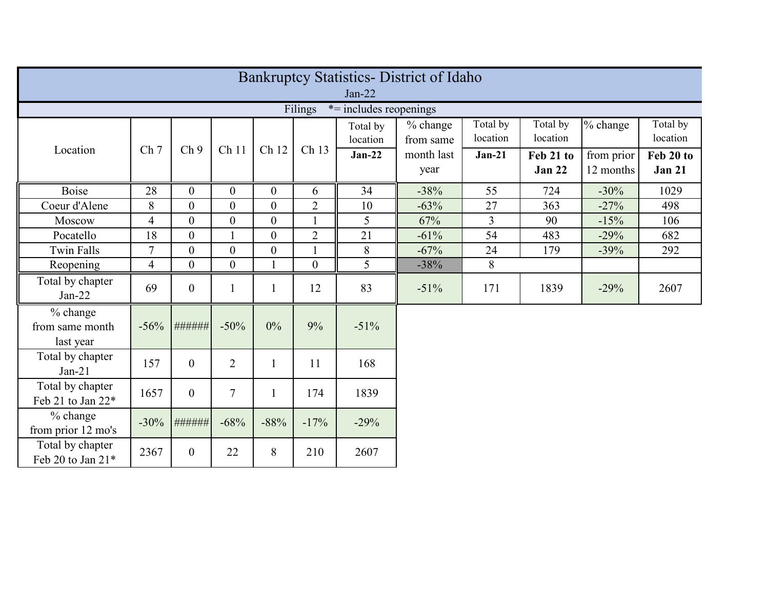# Bankruptcy Statistics- District of Idaho

Jan-22

Filings *= includes reopenings

| Location | Ch 7 | Ch 9 | Ch 11 | Ch 12 | Ch 13 | Total by location **Jan-22** | % change from same month last year | Total by location **Jan-21** | Total by location **Feb 21 to Jan 22** | % change from prior 12 months | Total by location **Feb 20 to Jan 21** |
|---|---|---|---|---|---|---|---|---|---|---|---|
| Boise | 28 | 0 | 0 | 0 | 6 | 34 | -38% | 55 | 724 | -30% | 1029 |
| Coeur d'Alene | 8 | 0 | 0 | 0 | 2 | 10 | -63% | 27 | 363 | -27% | 498 |
| Moscow | 4 | 0 | 0 | 0 | 1 | 5 | 67% | 3 | 90 | -15% | 106 |
| Pocatello | 18 | 0 | 1 | 0 | 2 | 21 | -61% | 54 | 483 | -29% | 682 |
| Twin Falls | 7 | 0 | 0 | 0 | 1 | 8 | -67% | 24 | 179 | -39% | 292 |
| Reopening | 4 | 0 | 0 | 1 | 0 | 5 | -38% | 8 | | | |
| Total by chapter Jan-22 | 69 | 0 | 1 | 1 | 12 | 83 | -51% | 171 | 1839 | -29% | 2607 |
| % change from same month last year | -56% | ###### | -50% | 0% | 9% | -51% | | | | | |
| Total by chapter Jan-21 | 157 | 0 | 2 | 1 | 11 | 168 | | | | | |
| Total by chapter Feb 21 to Jan 22* | 1657 | 0 | 7 | 1 | 174 | 1839 | | | | | |
| % change from prior 12 mo's | -30% | ###### | -68% | -88% | -17% | -29% | | | | | |
| Total by chapter Feb 20 to Jan 21* | 2367 | 0 | 22 | 8 | 210 | 2607 | | | | | |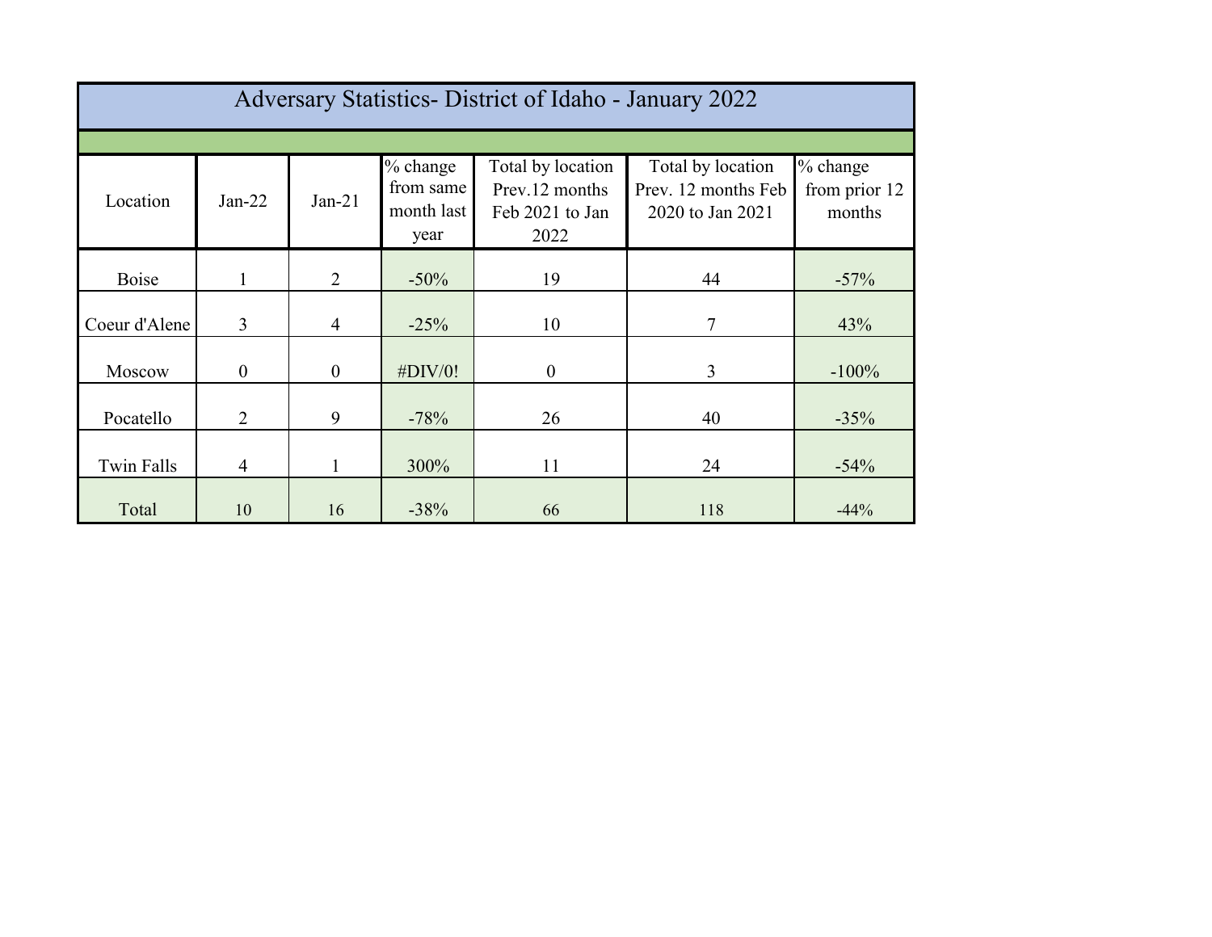| Adversary Statistics- District of Idaho - January 2022 | | | | | | |
|---|---|---|---|---|---|---|
| Location | Jan-22 | Jan-21 | % change from same month last year | Total by location Prev.12 months Feb 2021 to Jan 2022 | Total by location Prev. 12 months Feb 2020 to Jan 2021 | % change from prior 12 months |
| Boise | 1 | 2 | -50% | 19 | 44 | -57% |
| Coeur d'Alene | 3 | 4 | -25% | 10 | 7 | 43% |
| Moscow | 0 | 0 | #DIV/0! | 0 | 3 | -100% |
| Pocatello | 2 | 9 | -78% | 26 | 40 | -35% |
| Twin Falls | 4 | 1 | 300% | 11 | 24 | -54% |
| Total | 10 | 16 | -38% | 66 | 118 | -44% |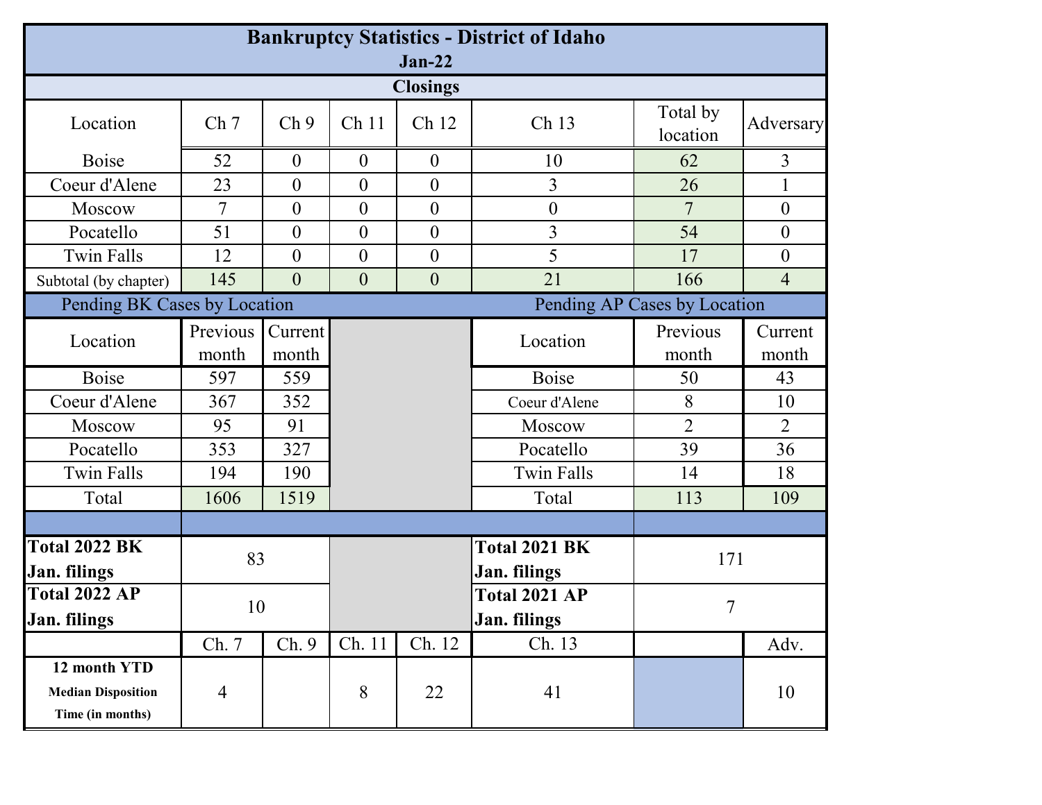# Bankruptcy Statistics - District of Idaho

## Jan-22

### Closings

| Location | Ch 7 | Ch 9 | Ch 11 | Ch 12 | Ch 13 | Total by location | Adversary |
|---|---|---|---|---|---|---|---|
| Boise | 52 | 0 | 0 | 0 | 10 | 62 | 3 |
| Coeur d'Alene | 23 | 0 | 0 | 0 | 3 | 26 | 1 |
| Moscow | 7 | 0 | 0 | 0 | 0 | 7 | 0 |
| Pocatello | 51 | 0 | 0 | 0 | 3 | 54 | 0 |
| Twin Falls | 12 | 0 | 0 | 0 | 5 | 17 | 0 |
| Subtotal (by chapter) | 145 | 0 | 0 | 0 | 21 | 166 | 4 |

### Pending BK Cases by Location

| Location | Previous month | Current month |
|---|---|---|
| Boise | 597 | 559 |
| Coeur d'Alene | 367 | 352 |
| Moscow | 95 | 91 |
| Pocatello | 353 | 327 |
| Twin Falls | 194 | 190 |
| Total | 1606 | 1519 |

### Pending AP Cases by Location

| Location | Previous month | Current month |
|---|---|---|
| Boise | 50 | 43 |
| Coeur d'Alene | 8 | 10 |
| Moscow | 2 | 2 |
| Pocatello | 39 | 36 |
| Twin Falls | 14 | 18 |
| Total | 113 | 109 |

| | | | |
|---|---|---|---|
| **Total 2022 BK Jan. filings** | 83 | **Total 2021 BK Jan. filings** | 171 |
| **Total 2022 AP Jan. filings** | 10 | **Total 2021 AP Jan. filings** | 7 |

| | Ch. 7 | Ch. 9 | Ch. 11 | Ch. 12 | Ch. 13 | | Adv. |
|---|---|---|---|---|---|---|---|
| **12 month YTD Median Disposition Time (in months)** | 4 | | 8 | 22 | 41 | | 10 |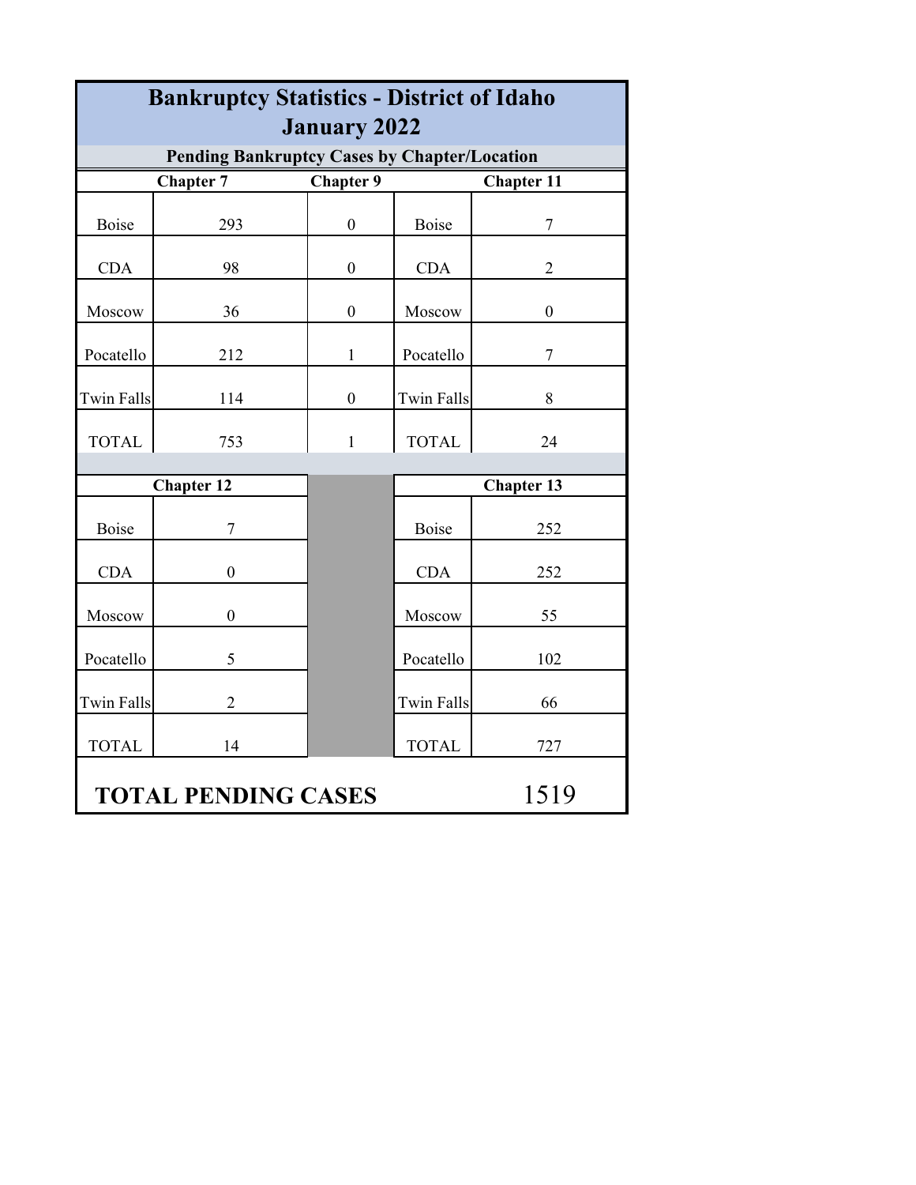# Bankruptcy Statistics - District of Idaho
## January 2022

### Pending Bankruptcy Cases by Chapter/Location

| Chapter 7 | | Chapter 9 | Chapter 11 | |
|---|---|---|---|---|
| Boise | 293 | 0 | Boise | 7 |
| CDA | 98 | 0 | CDA | 2 |
| Moscow | 36 | 0 | Moscow | 0 |
| Pocatello | 212 | 1 | Pocatello | 7 |
| Twin Falls | 114 | 0 | Twin Falls | 8 |
| TOTAL | 753 | 1 | TOTAL | 24 |

| Chapter 12 | | Chapter 13 | |
|---|---|---|---|
| Boise | 7 | Boise | 252 |
| CDA | 0 | CDA | 252 |
| Moscow | 0 | Moscow | 55 |
| Pocatello | 5 | Pocatello | 102 |
| Twin Falls | 2 | Twin Falls | 66 |
| TOTAL | 14 | TOTAL | 727 |

**TOTAL PENDING CASES** 1519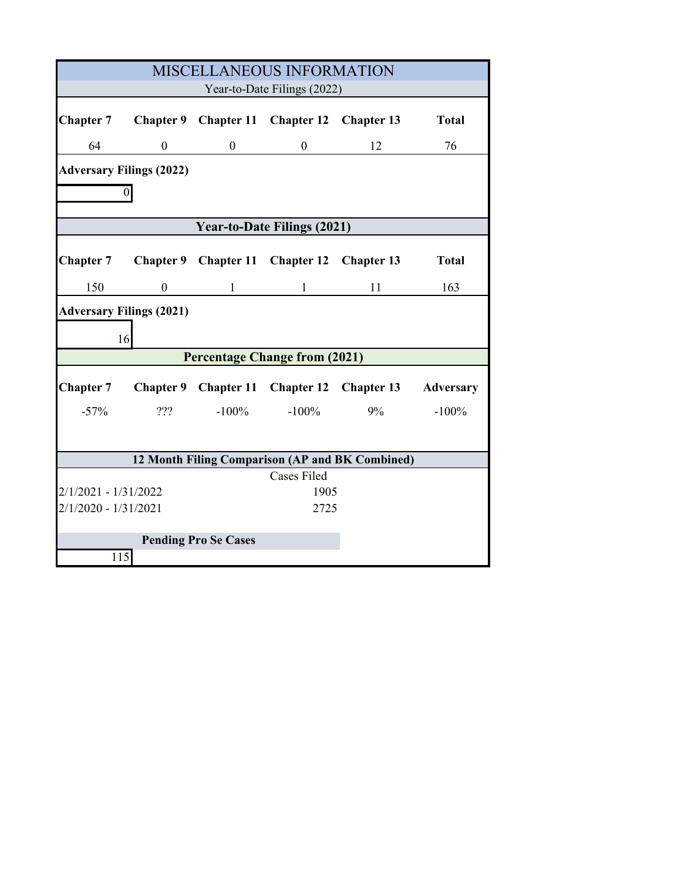# MISCELLANEOUS INFORMATION

## Year-to-Date Filings (2022)

| Chapter 7 | Chapter 9 | Chapter 11 | Chapter 12 | Chapter 13 | Total |
|---|---|---|---|---|---|
| 64 | 0 | 0 | 0 | 12 | 76 |

**Adversary Filings (2022)**

| |
|---|
| 0 |

## Year-to-Date Filings (2021)

| Chapter 7 | Chapter 9 | Chapter 11 | Chapter 12 | Chapter 13 | Total |
|---|---|---|---|---|---|
| 150 | 0 | 1 | 1 | 11 | 163 |

**Adversary Filings (2021)**

| |
|---|
| 16 |

## Percentage Change from (2021)

| Chapter 7 | Chapter 9 | Chapter 11 | Chapter 12 | Chapter 13 | Adversary |
|---|---|---|---|---|---|
| -57% | ??? | -100% | -100% | 9% | -100% |

## 12 Month Filing Comparison (AP and BK Combined)

| | Cases Filed |
|---|---|
| 2/1/2021 - 1/31/2022 | 1905 |
| 2/1/2020 - 1/31/2021 | 2725 |

**Pending Pro Se Cases**

| |
|---|
| 115 |